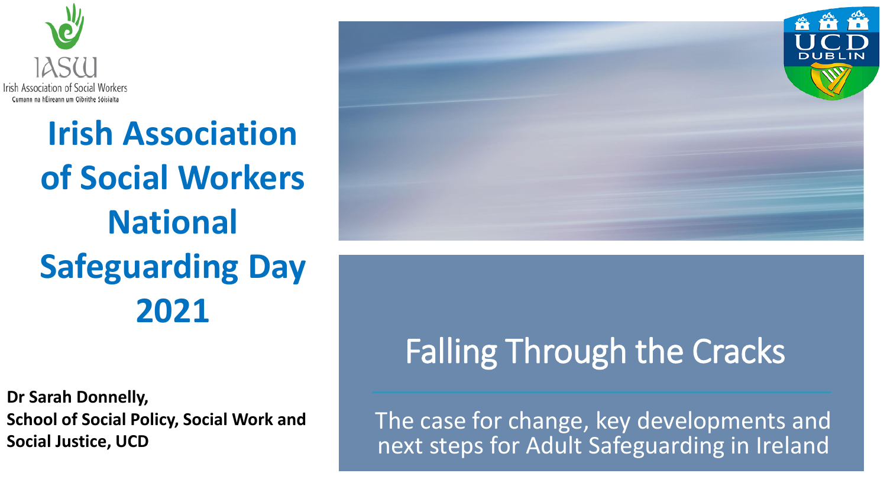Irish Association of Social Workers
Cumann na hÉireann um Oibrithe Sóisialta

# Irish Association of Social Workers National Safeguarding Day 2021

**Dr Sarah Donnelly,**
**School of Social Policy, Social Work and Social Justice, UCD**

UCD DUBLIN

## Falling Through the Cracks

The case for change, key developments and next steps for Adult Safeguarding in Ireland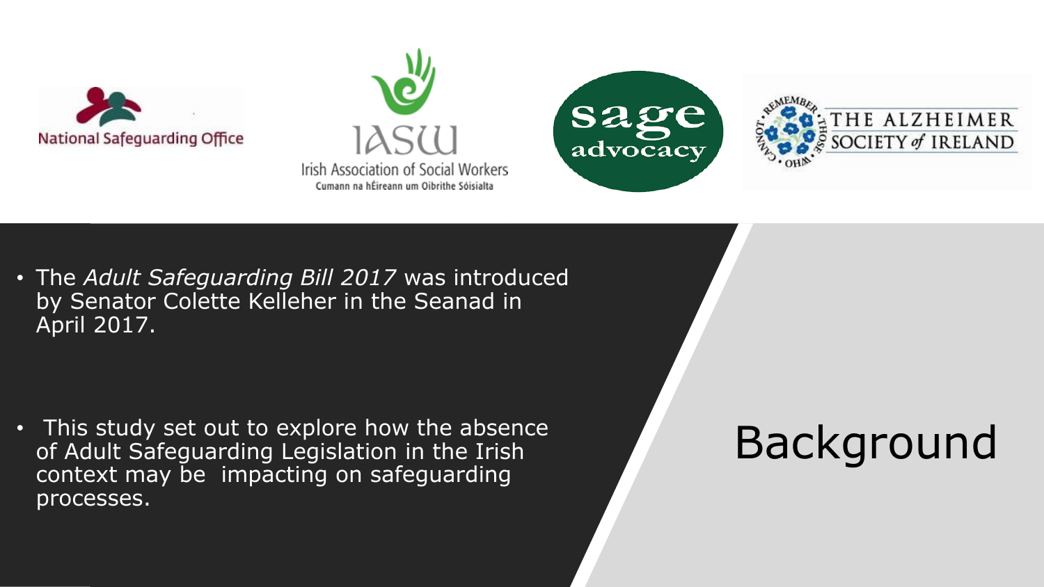National Safeguarding Office

IASW
Irish Association of Social Workers
Cumann na hÉireann um Oibrithe Sóisialta

sage advocacy

THE ALZHEIMER SOCIETY of IRELAND

# Background

- The *Adult Safeguarding Bill 2017* was introduced by Senator Colette Kelleher in the Seanad in April 2017.
- This study set out to explore how the absence of Adult Safeguarding Legislation in the Irish context may be impacting on safeguarding processes.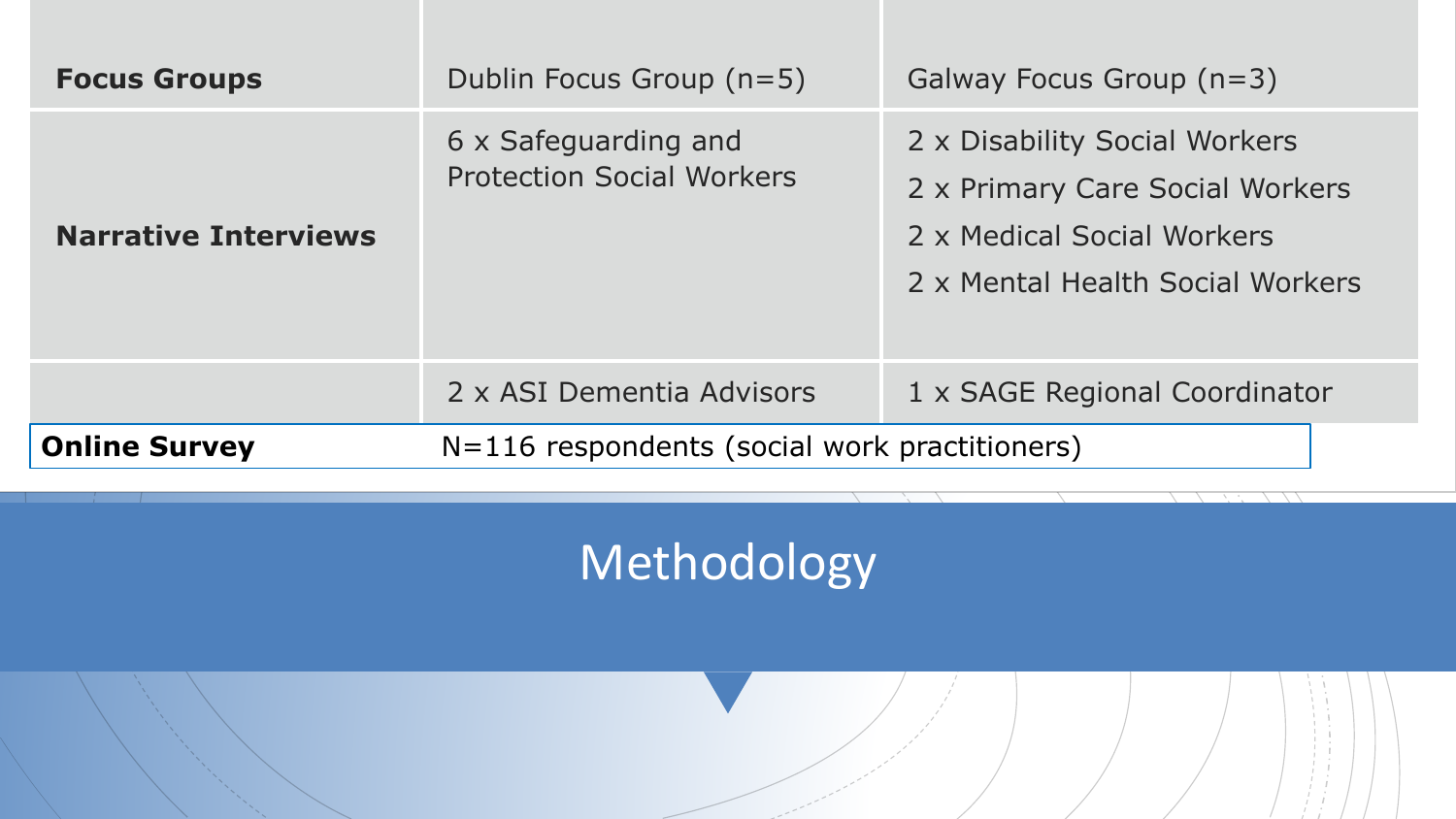| Focus Groups | Dublin Focus Group (n=5) | Galway Focus Group (n=3) |
|---|---|---|
| **Narrative Interviews** | 6 x Safeguarding and Protection Social Workers | 2 x Disability Social Workers<br>2 x Primary Care Social Workers<br>2 x Medical Social Workers<br>2 x Mental Health Social Workers |
| | 2 x ASI Dementia Advisors | 1 x SAGE Regional Coordinator |
| **Online Survey** | N=116 respondents (social work practitioners) | |

# Methodology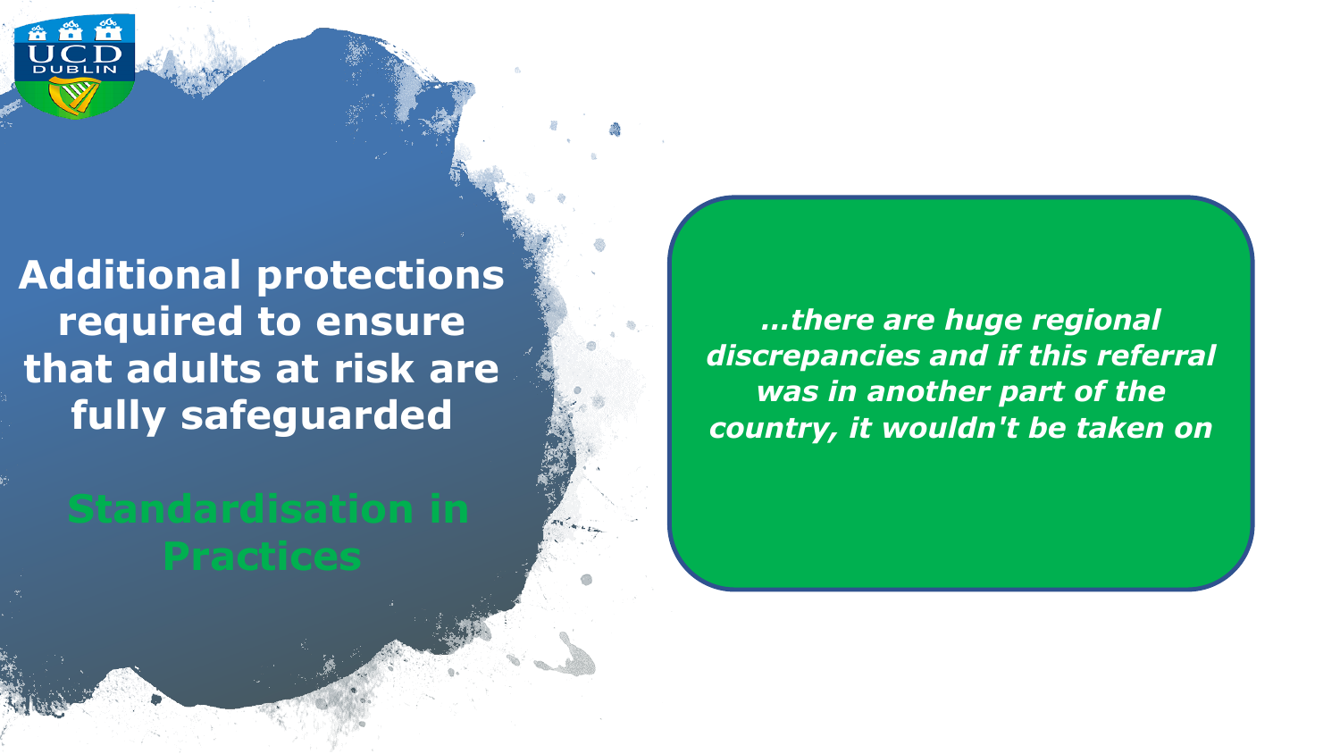# Additional protections required to ensure that adults at risk are fully safeguarded

## Standardisation in Practices

***…there are huge regional discrepancies and if this referral was in another part of the country, it wouldn't be taken on***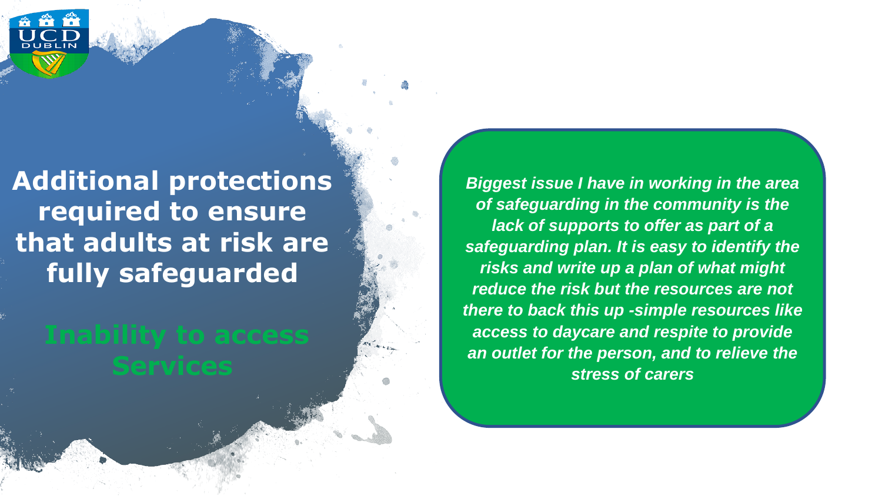# Additional protections required to ensure that adults at risk are fully safeguarded

## Inability to access Services

*Biggest issue I have in working in the area of safeguarding in the community is the lack of supports to offer as part of a safeguarding plan. It is easy to identify the risks and write up a plan of what might reduce the risk but the resources are not there to back this up -simple resources like access to daycare and respite to provide an outlet for the person, and to relieve the stress of carers*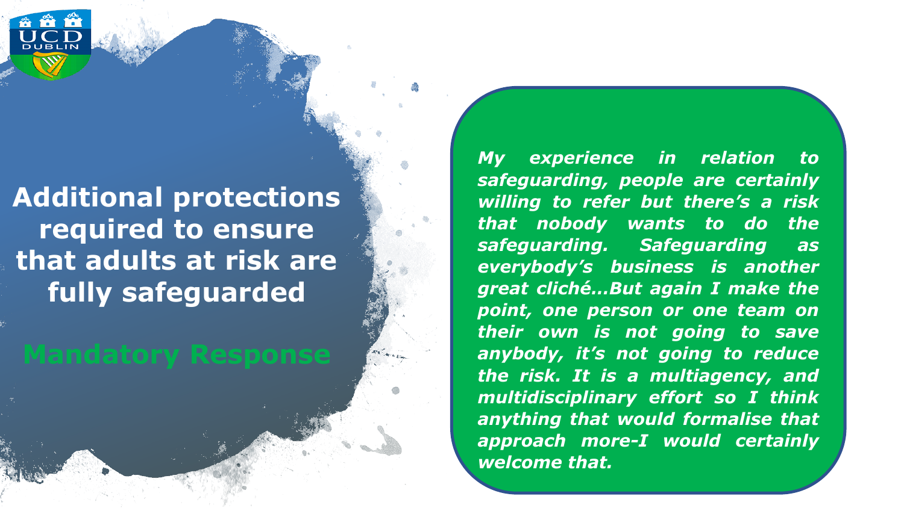# Additional protections required to ensure that adults at risk are fully safeguarded

## Mandatory Response

***My experience in relation to safeguarding, people are certainly willing to refer but there's a risk that nobody wants to do the safeguarding. Safeguarding as everybody's business is another great cliché…But again I make the point, one person or one team on their own is not going to save anybody, it's not going to reduce the risk. It is a multiagency, and multidisciplinary effort so I think anything that would formalise that approach more-I would certainly welcome that.***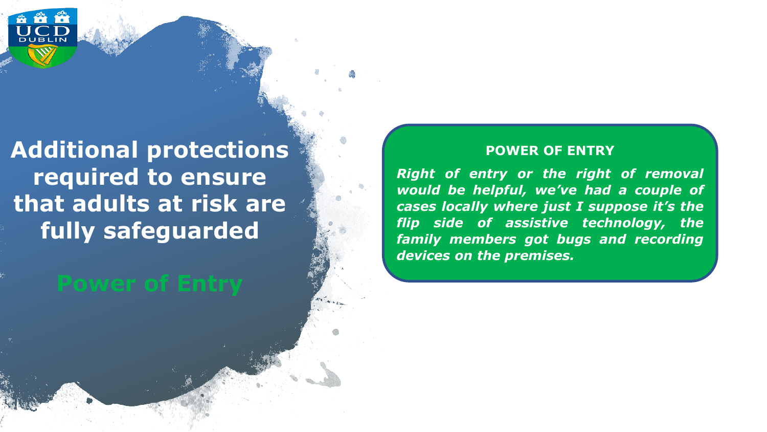# Additional protections required to ensure that adults at risk are fully safeguarded

## Power of Entry

**POWER OF ENTRY**

***Right of entry or the right of removal would be helpful, we've had a couple of cases locally where just I suppose it's the flip side of assistive technology, the family members got bugs and recording devices on the premises.***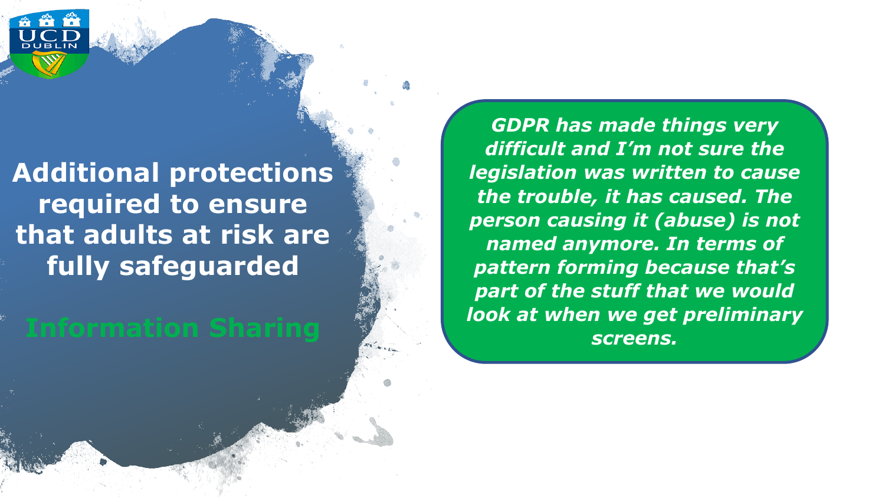# Additional protections required to ensure that adults at risk are fully safeguarded

## Information Sharing

***GDPR has made things very difficult and I'm not sure the legislation was written to cause the trouble, it has caused. The person causing it (abuse) is not named anymore. In terms of pattern forming because that's part of the stuff that we would look at when we get preliminary screens.***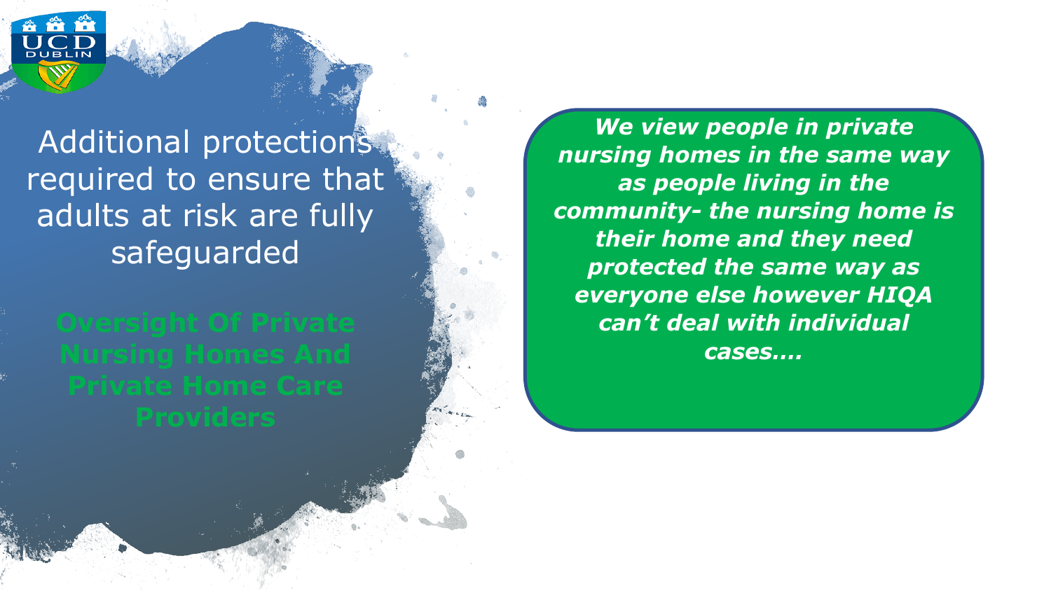# Additional protections required to ensure that adults at risk are fully safeguarded

## Oversight Of Private Nursing Homes And Private Home Care Providers

***We view people in private nursing homes in the same way as people living in the community- the nursing home is their home and they need protected the same way as everyone else however HIQA can't deal with individual cases….***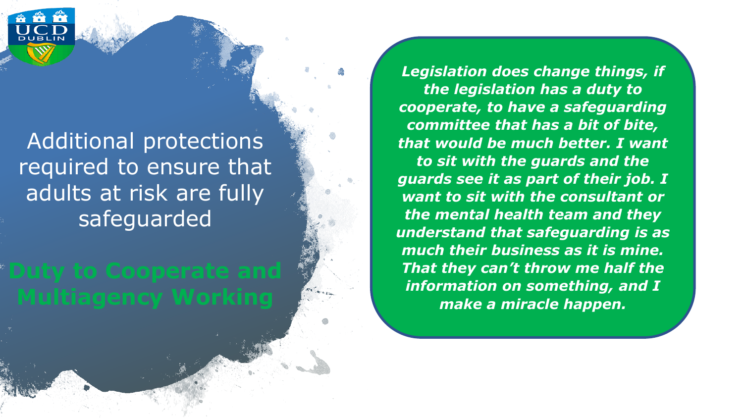# Additional protections required to ensure that adults at risk are fully safeguarded

## Duty to Cooperate and Multiagency Working

*Legislation does change things, if the legislation has a duty to cooperate, to have a safeguarding committee that has a bit of bite, that would be much better. I want to sit with the guards and the guards see it as part of their job. I want to sit with the consultant or the mental health team and they understand that safeguarding is as much their business as it is mine. That they can't throw me half the information on something, and I make a miracle happen.*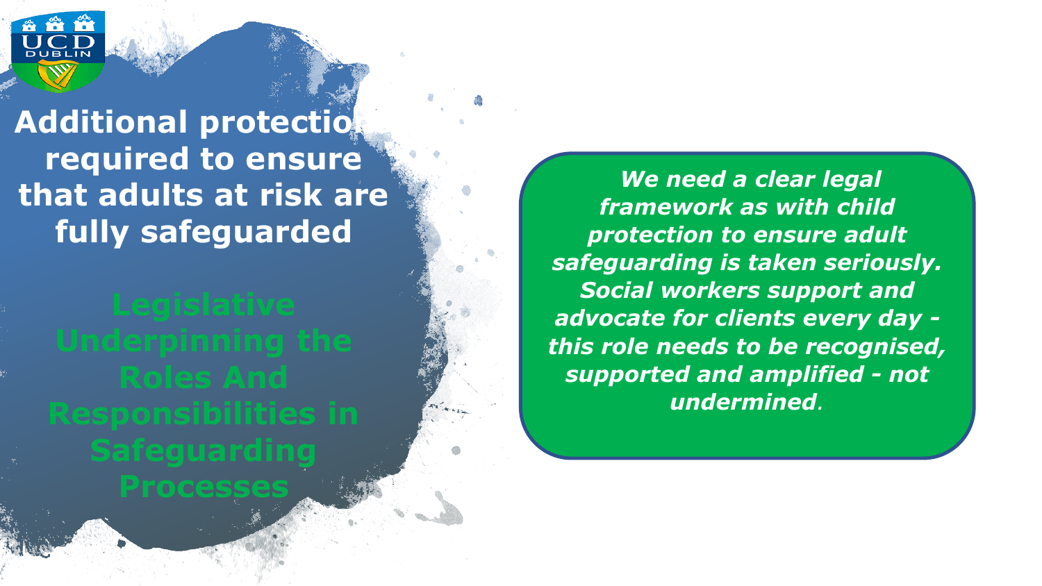# Additional protection required to ensure that adults at risk are fully safeguarded

## Legislative Underpinning the Roles And Responsibilities in Safeguarding Processes

***We need a clear legal framework as with child protection to ensure adult safeguarding is taken seriously. Social workers support and advocate for clients every day - this role needs to be recognised, supported and amplified - not undermined.***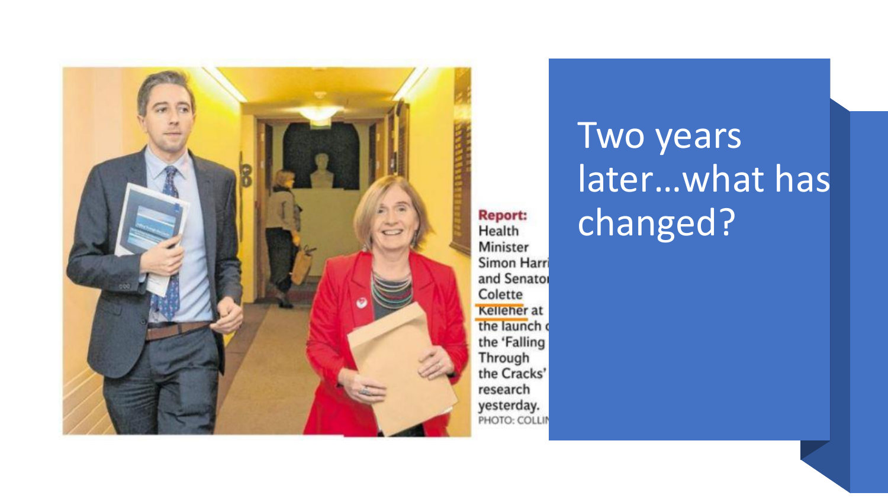**Report:** Health Minister Simon Harri and Senator Colette Kelleher at the launch c the 'Falling Through the Cracks' research yesterday.
PHOTO: COLLIN

# Two years later…what has changed?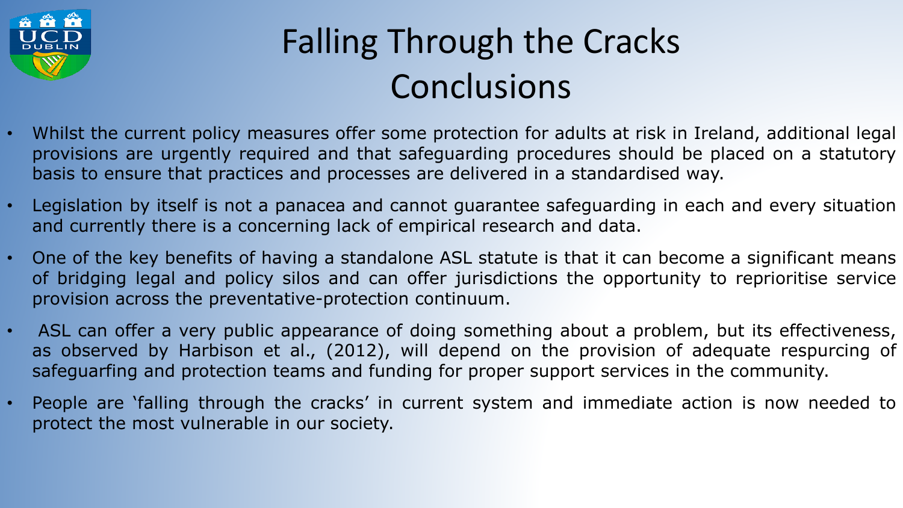# Falling Through the Cracks
# Conclusions

- Whilst the current policy measures offer some protection for adults at risk in Ireland, additional legal provisions are urgently required and that safeguarding procedures should be placed on a statutory basis to ensure that practices and processes are delivered in a standardised way.
- Legislation by itself is not a panacea and cannot guarantee safeguarding in each and every situation and currently there is a concerning lack of empirical research and data.
- One of the key benefits of having a standalone ASL statute is that it can become a significant means of bridging legal and policy silos and can offer jurisdictions the opportunity to reprioritise service provision across the preventative-protection continuum.
- ASL can offer a very public appearance of doing something about a problem, but its effectiveness, as observed by Harbison et al., (2012), will depend on the provision of adequate respurcing of safeguarfing and protection teams and funding for proper support services in the community.
- People are 'falling through the cracks' in current system and immediate action is now needed to protect the most vulnerable in our society.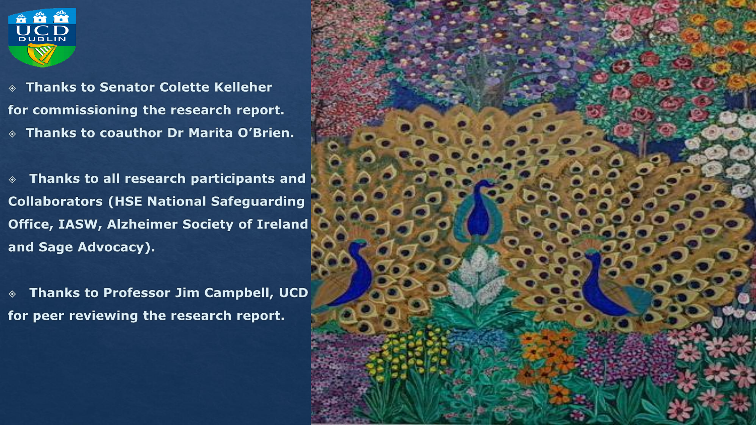- Thanks to Senator Colette Kelleher for commissioning the research report.
- Thanks to coauthor Dr Marita O'Brien.

- Thanks to all research participants and Collaborators (HSE National Safeguarding Office, IASW, Alzheimer Society of Ireland and Sage Advocacy).

- Thanks to Professor Jim Campbell, UCD for peer reviewing the research report.